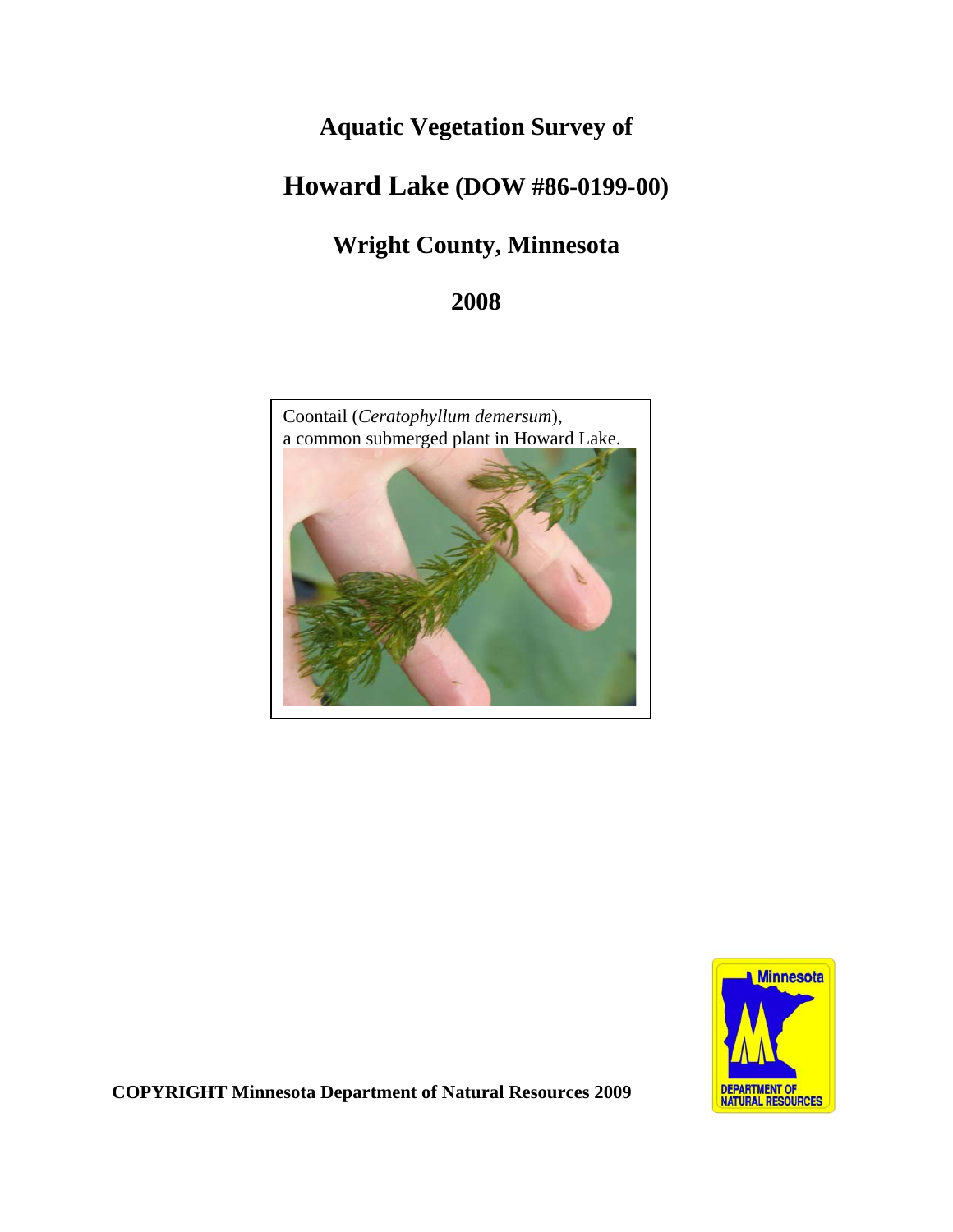# Aquatic Vegetation Survey of

# Howard Lake (DOW #86-0199-00)

## Wright County, Minnesota

## 2008

Coontail (*Ceratophyllum demersum*), a common submerged plant in Howard Lake.

**COPYRIGHT Minnesota Department of Natural Resources 2009**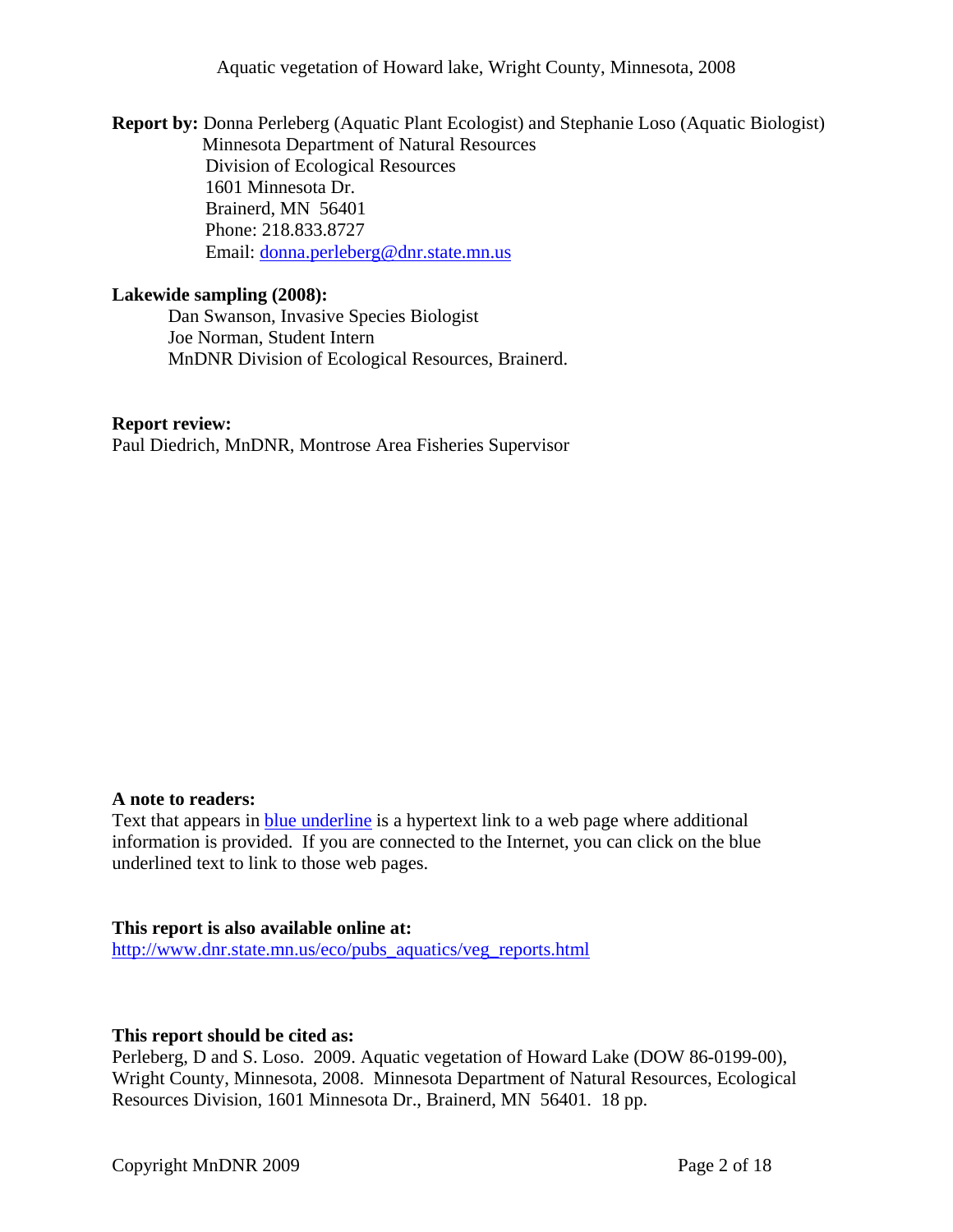**Report by:** Donna Perleberg (Aquatic Plant Ecologist) and Stephanie Loso (Aquatic Biologist)
Minnesota Department of Natural Resources
Division of Ecological Resources
1601 Minnesota Dr.
Brainerd, MN 56401
Phone: 218.833.8727
Email: [donna.perleberg@dnr.state.mn.us](mailto:donna.perleberg@dnr.state.mn.us)

**Lakewide sampling (2008):**
Dan Swanson, Invasive Species Biologist
Joe Norman, Student Intern
MnDNR Division of Ecological Resources, Brainerd.

**Report review:**
Paul Diedrich, MnDNR, Montrose Area Fisheries Supervisor

**A note to readers:**
Text that appears in blue underline is a hypertext link to a web page where additional information is provided. If you are connected to the Internet, you can click on the blue underlined text to link to those web pages.

**This report is also available online at:**
[http://www.dnr.state.mn.us/eco/pubs_aquatics/veg_reports.html](http://www.dnr.state.mn.us/eco/pubs_aquatics/veg_reports.html)

**This report should be cited as:**
Perleberg, D and S. Loso. 2009. Aquatic vegetation of Howard Lake (DOW 86-0199-00), Wright County, Minnesota, 2008. Minnesota Department of Natural Resources, Ecological Resources Division, 1601 Minnesota Dr., Brainerd, MN 56401. 18 pp.

Copyright MnDNR 2009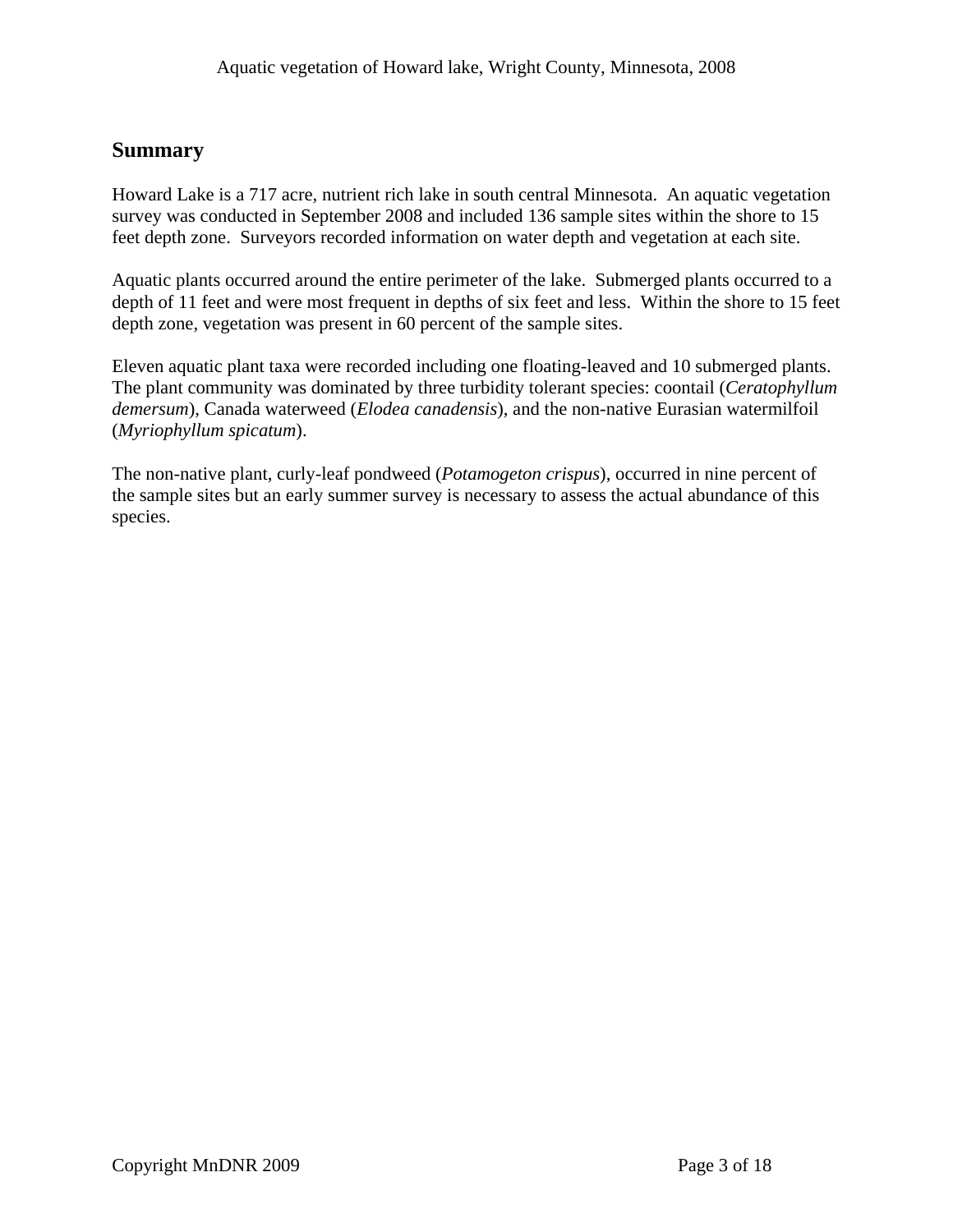## Summary

Howard Lake is a 717 acre, nutrient rich lake in south central Minnesota. An aquatic vegetation survey was conducted in September 2008 and included 136 sample sites within the shore to 15 feet depth zone. Surveyors recorded information on water depth and vegetation at each site.

Aquatic plants occurred around the entire perimeter of the lake. Submerged plants occurred to a depth of 11 feet and were most frequent in depths of six feet and less. Within the shore to 15 feet depth zone, vegetation was present in 60 percent of the sample sites.

Eleven aquatic plant taxa were recorded including one floating-leaved and 10 submerged plants. The plant community was dominated by three turbidity tolerant species: coontail (*Ceratophyllum demersum*), Canada waterweed (*Elodea canadensis*), and the non-native Eurasian watermilfoil (*Myriophyllum spicatum*).

The non-native plant, curly-leaf pondweed (*Potamogeton crispus*), occurred in nine percent of the sample sites but an early summer survey is necessary to assess the actual abundance of this species.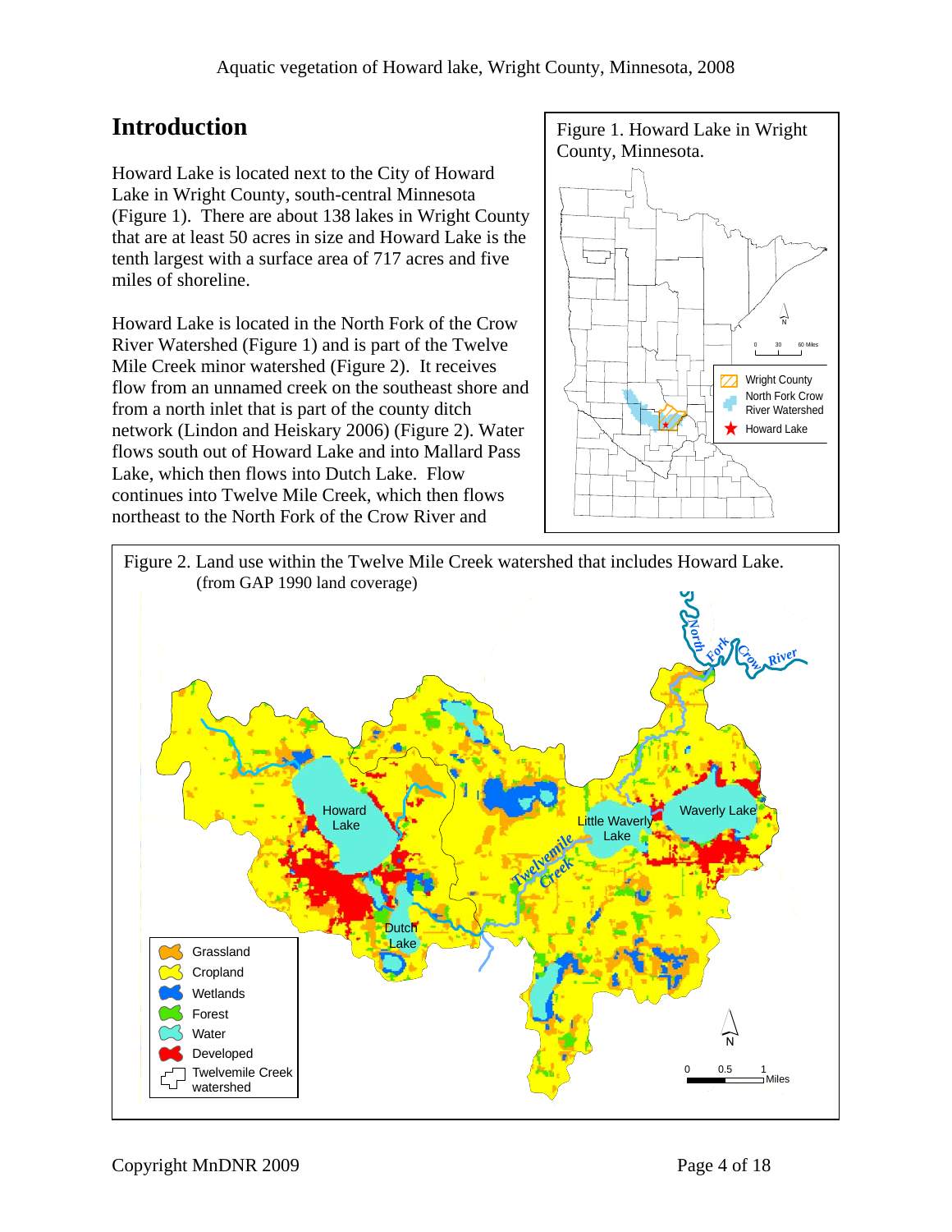## Introduction

Howard Lake is located next to the City of Howard Lake in Wright County, south-central Minnesota (Figure 1). There are about 138 lakes in Wright County that are at least 50 acres in size and Howard Lake is the tenth largest with a surface area of 717 acres and five miles of shoreline.

Howard Lake is located in the North Fork of the Crow River Watershed (Figure 1) and is part of the Twelve Mile Creek minor watershed (Figure 2). It receives flow from an unnamed creek on the southeast shore and from a north inlet that is part of the county ditch network (Lindon and Heiskary 2006) (Figure 2). Water flows south out of Howard Lake and into Mallard Pass Lake, which then flows into Dutch Lake. Flow continues into Twelve Mile Creek, which then flows northeast to the North Fork of the Crow River and

Figure 1. Howard Lake in Wright County, Minnesota.

Figure 2. Land use within the Twelve Mile Creek watershed that includes Howard Lake. (from GAP 1990 land coverage)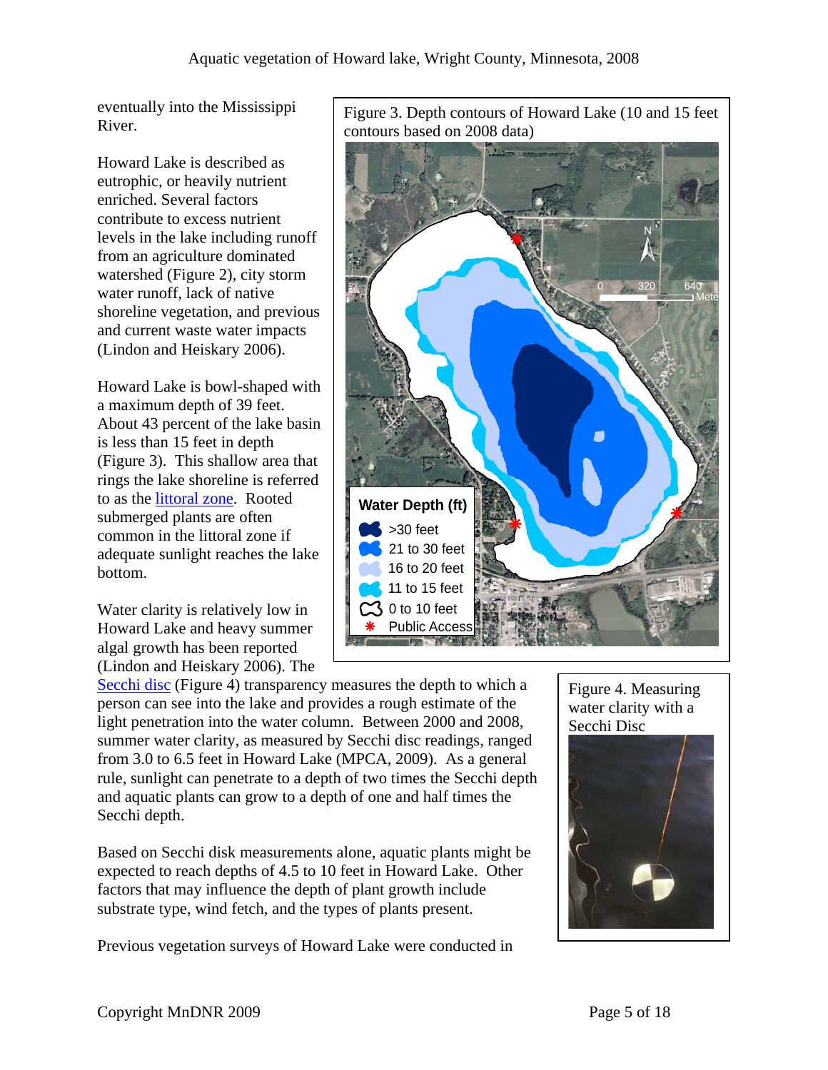eventually into the Mississippi River.

Howard Lake is described as eutrophic, or heavily nutrient enriched. Several factors contribute to excess nutrient levels in the lake including runoff from an agriculture dominated watershed (Figure 2), city storm water runoff, lack of native shoreline vegetation, and previous and current waste water impacts (Lindon and Heiskary 2006).

Howard Lake is bowl-shaped with a maximum depth of 39 feet. About 43 percent of the lake basin is less than 15 feet in depth (Figure 3). This shallow area that rings the lake shoreline is referred to as the [littoral zone](). Rooted submerged plants are often common in the littoral zone if adequate sunlight reaches the lake bottom.

Figure 3. Depth contours of Howard Lake (10 and 15 feet contours based on 2008 data)

Water clarity is relatively low in Howard Lake and heavy summer algal growth has been reported (Lindon and Heiskary 2006). The [Secchi disc]() (Figure 4) transparency measures the depth to which a person can see into the lake and provides a rough estimate of the light penetration into the water column. Between 2000 and 2008, summer water clarity, as measured by Secchi disc readings, ranged from 3.0 to 6.5 feet in Howard Lake (MPCA, 2009). As a general rule, sunlight can penetrate to a depth of two times the Secchi depth and aquatic plants can grow to a depth of one and half times the Secchi depth.

Figure 4. Measuring water clarity with a Secchi Disc

Based on Secchi disk measurements alone, aquatic plants might be expected to reach depths of 4.5 to 10 feet in Howard Lake. Other factors that may influence the depth of plant growth include substrate type, wind fetch, and the types of plants present.

Previous vegetation surveys of Howard Lake were conducted in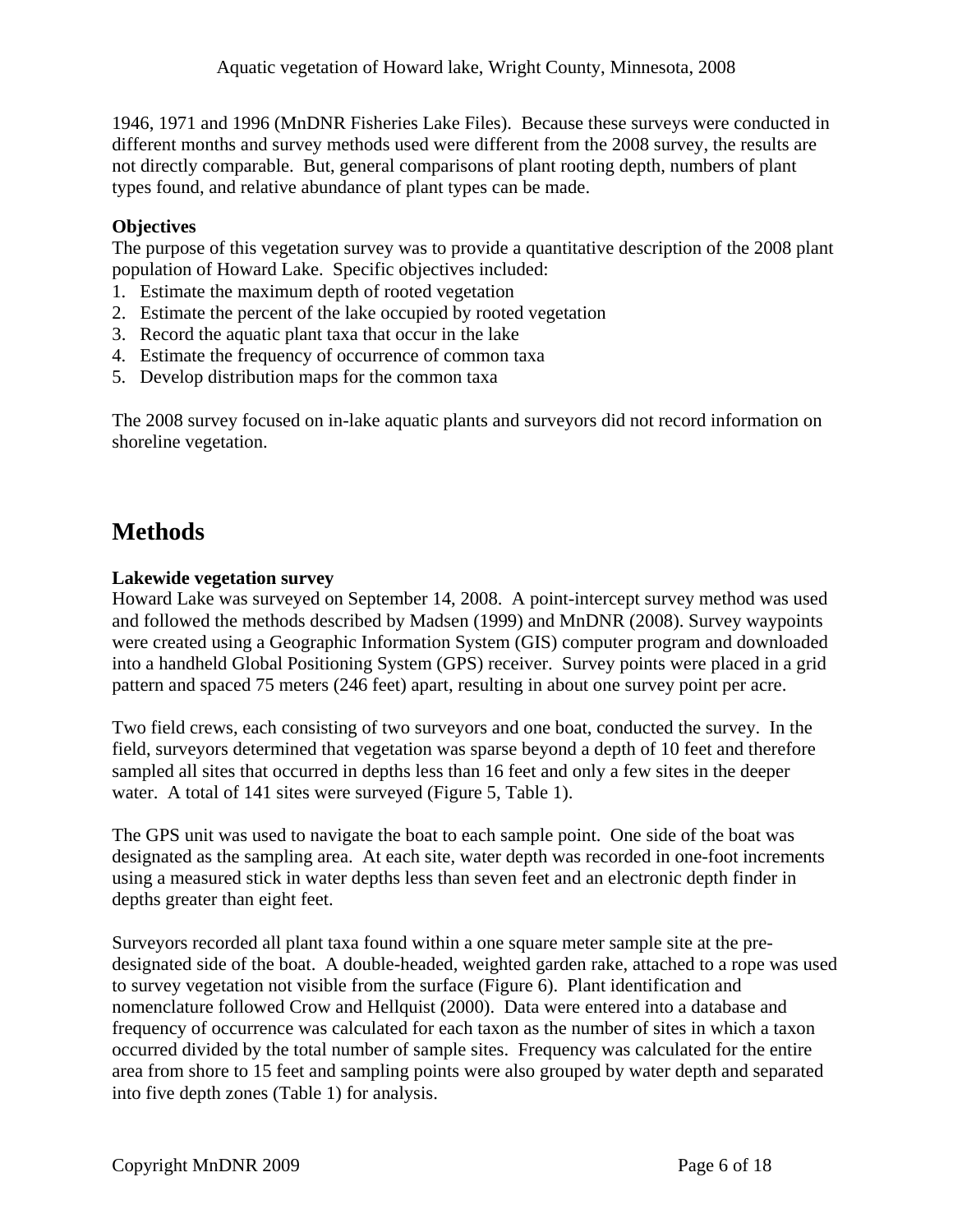1946, 1971 and 1996 (MnDNR Fisheries Lake Files). Because these surveys were conducted in different months and survey methods used were different from the 2008 survey, the results are not directly comparable. But, general comparisons of plant rooting depth, numbers of plant types found, and relative abundance of plant types can be made.

**Objectives**

The purpose of this vegetation survey was to provide a quantitative description of the 2008 plant population of Howard Lake. Specific objectives included:

1. Estimate the maximum depth of rooted vegetation
2. Estimate the percent of the lake occupied by rooted vegetation
3. Record the aquatic plant taxa that occur in the lake
4. Estimate the frequency of occurrence of common taxa
5. Develop distribution maps for the common taxa

The 2008 survey focused on in-lake aquatic plants and surveyors did not record information on shoreline vegetation.

## Methods

**Lakewide vegetation survey**

Howard Lake was surveyed on September 14, 2008. A point-intercept survey method was used and followed the methods described by Madsen (1999) and MnDNR (2008). Survey waypoints were created using a Geographic Information System (GIS) computer program and downloaded into a handheld Global Positioning System (GPS) receiver. Survey points were placed in a grid pattern and spaced 75 meters (246 feet) apart, resulting in about one survey point per acre.

Two field crews, each consisting of two surveyors and one boat, conducted the survey. In the field, surveyors determined that vegetation was sparse beyond a depth of 10 feet and therefore sampled all sites that occurred in depths less than 16 feet and only a few sites in the deeper water. A total of 141 sites were surveyed (Figure 5, Table 1).

The GPS unit was used to navigate the boat to each sample point. One side of the boat was designated as the sampling area. At each site, water depth was recorded in one-foot increments using a measured stick in water depths less than seven feet and an electronic depth finder in depths greater than eight feet.

Surveyors recorded all plant taxa found within a one square meter sample site at the pre-designated side of the boat. A double-headed, weighted garden rake, attached to a rope was used to survey vegetation not visible from the surface (Figure 6). Plant identification and nomenclature followed Crow and Hellquist (2000). Data were entered into a database and frequency of occurrence was calculated for each taxon as the number of sites in which a taxon occurred divided by the total number of sample sites. Frequency was calculated for the entire area from shore to 15 feet and sampling points were also grouped by water depth and separated into five depth zones (Table 1) for analysis.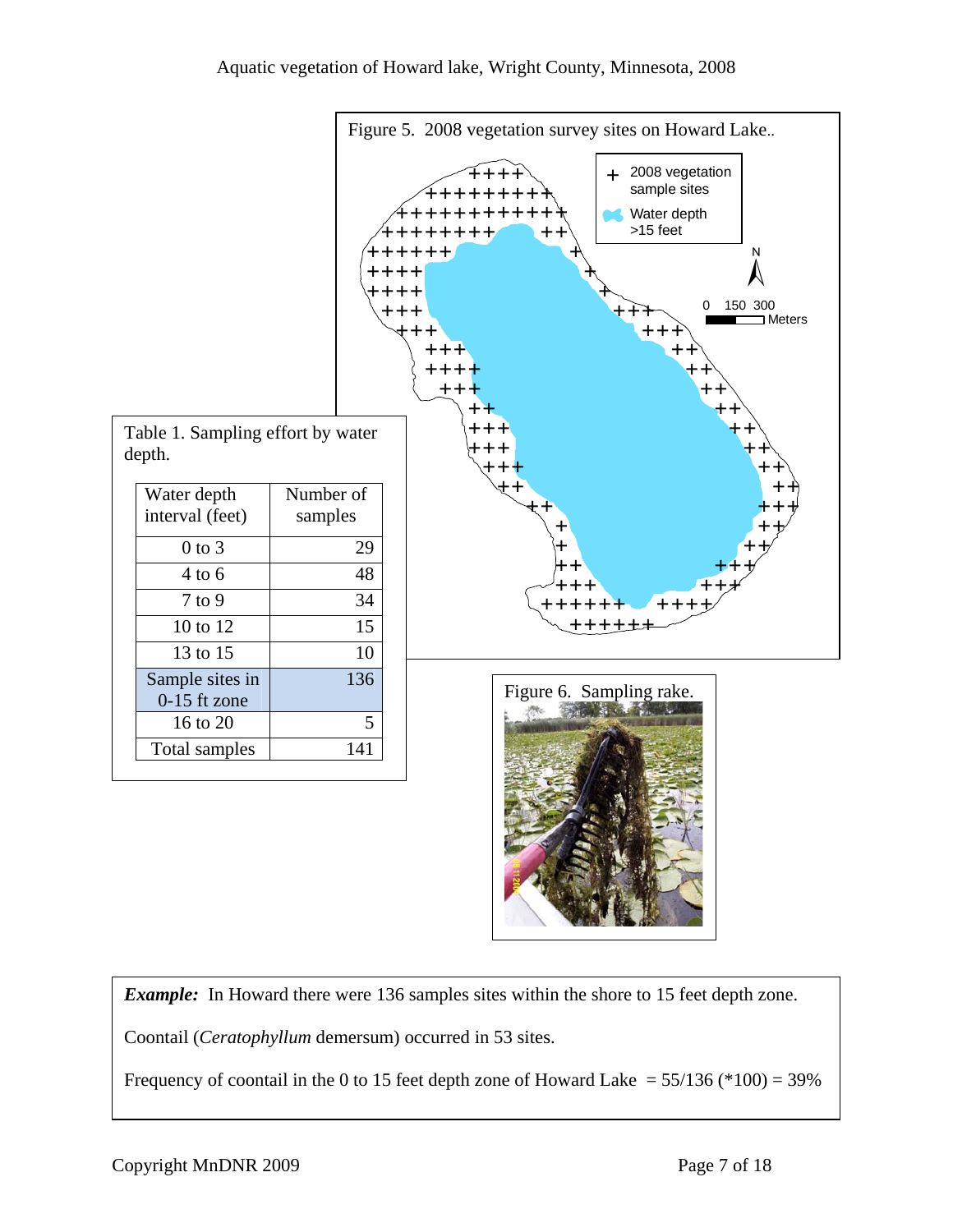Figure 5. 2008 vegetation survey sites on Howard Lake..

Table 1. Sampling effort by water depth.

| Water depth interval (feet) | Number of samples |
|---|---|
| 0 to 3 | 29 |
| 4 to 6 | 48 |
| 7 to 9 | 34 |
| 10 to 12 | 15 |
| 13 to 15 | 10 |
| Sample sites in 0-15 ft zone | 136 |
| 16 to 20 | 5 |
| Total samples | 141 |

Figure 6. Sampling rake.

***Example:*** In Howard there were 136 samples sites within the shore to 15 feet depth zone.

Coontail (*Ceratophyllum* demersum) occurred in 53 sites.

Frequency of coontail in the 0 to 15 feet depth zone of Howard Lake = 55/136 (*100) = 39%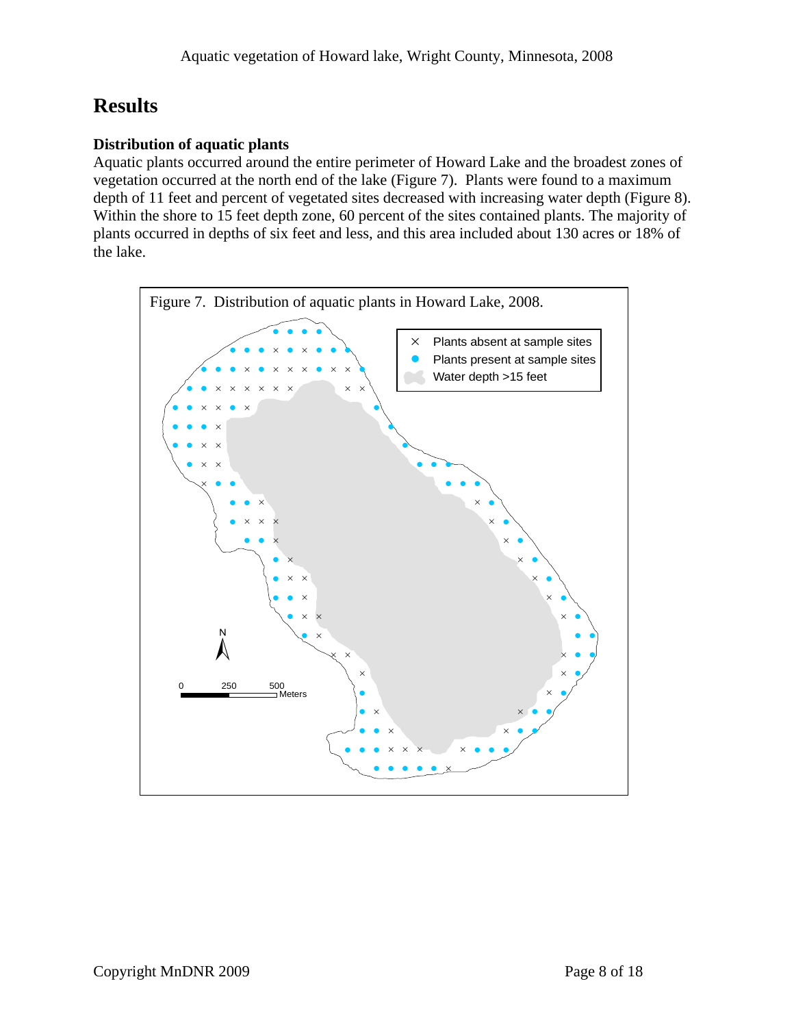# Results

### Distribution of aquatic plants

Aquatic plants occurred around the entire perimeter of Howard Lake and the broadest zones of vegetation occurred at the north end of the lake (Figure 7). Plants were found to a maximum depth of 11 feet and percent of vegetated sites decreased with increasing water depth (Figure 8). Within the shore to 15 feet depth zone, 60 percent of the sites contained plants. The majority of plants occurred in depths of six feet and less, and this area included about 130 acres or 18% of the lake.

Figure 7. Distribution of aquatic plants in Howard Lake, 2008.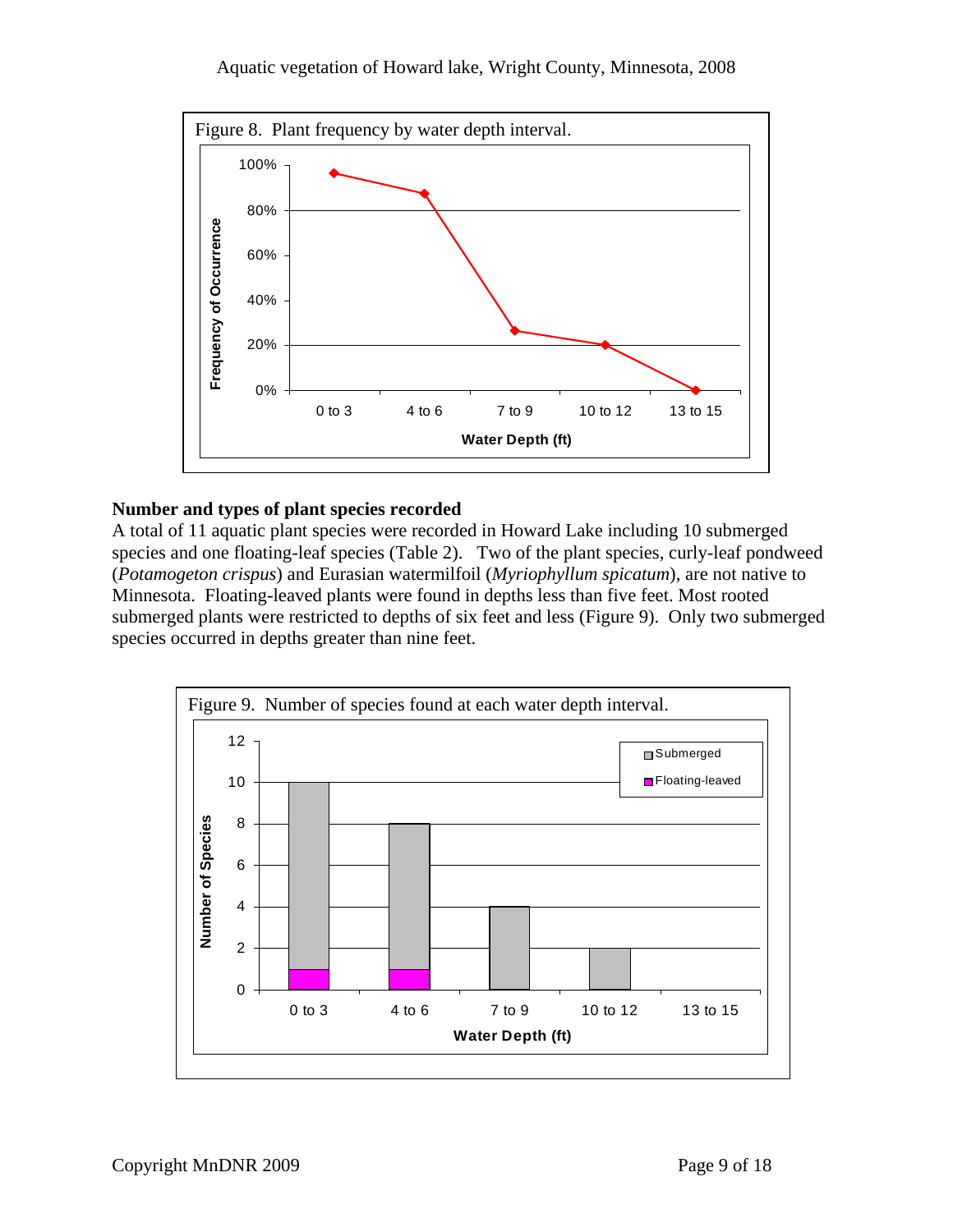Figure 8. Plant frequency by water depth interval.

## Number and types of plant species recorded

A total of 11 aquatic plant species were recorded in Howard Lake including 10 submerged species and one floating-leaf species (Table 2). Two of the plant species, curly-leaf pondweed (*Potamogeton crispus*) and Eurasian watermilfoil (*Myriophyllum spicatum*), are not native to Minnesota. Floating-leaved plants were found in depths less than five feet. Most rooted submerged plants were restricted to depths of six feet and less (Figure 9). Only two submerged species occurred in depths greater than nine feet.

Figure 9. Number of species found at each water depth interval.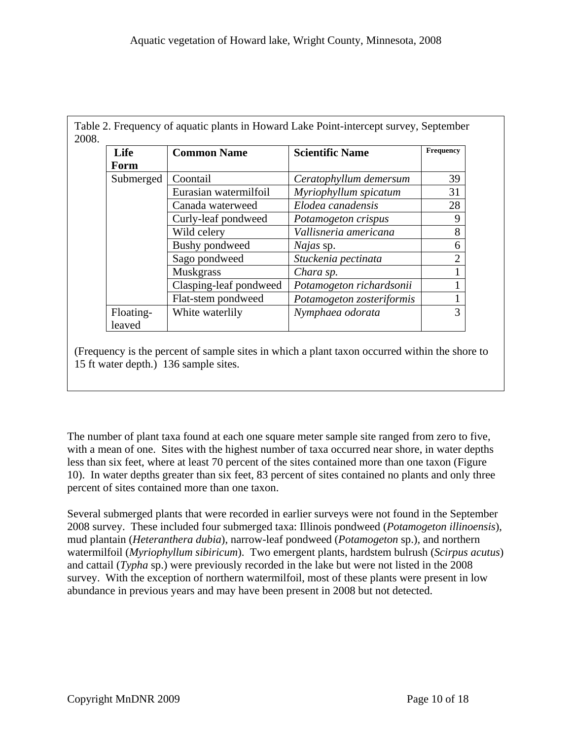Table 2. Frequency of aquatic plants in Howard Lake Point-intercept survey, September 2008.

| Life Form | Common Name | Scientific Name | Frequency |
|---|---|---|---|
| Submerged | Coontail | *Ceratophyllum demersum* | 39 |
| | Eurasian watermilfoil | *Myriophyllum spicatum* | 31 |
| | Canada waterweed | *Elodea canadensis* | 28 |
| | Curly-leaf pondweed | *Potamogeton crispus* | 9 |
| | Wild celery | *Vallisneria americana* | 8 |
| | Bushy pondweed | *Najas* sp. | 6 |
| | Sago pondweed | *Stuckenia pectinata* | 2 |
| | Muskgrass | *Chara sp.* | 1 |
| | Clasping-leaf pondweed | *Potamogeton richardsonii* | 1 |
| | Flat-stem pondweed | *Potamogeton zosteriformis* | 1 |
| Floating-leaved | White waterlily | *Nymphaea odorata* | 3 |

(Frequency is the percent of sample sites in which a plant taxon occurred within the shore to 15 ft water depth.) 136 sample sites.

The number of plant taxa found at each one square meter sample site ranged from zero to five, with a mean of one. Sites with the highest number of taxa occurred near shore, in water depths less than six feet, where at least 70 percent of the sites contained more than one taxon (Figure 10). In water depths greater than six feet, 83 percent of sites contained no plants and only three percent of sites contained more than one taxon.

Several submerged plants that were recorded in earlier surveys were not found in the September 2008 survey. These included four submerged taxa: Illinois pondweed (*Potamogeton illinoensis*), mud plantain (*Heteranthera dubia*), narrow-leaf pondweed (*Potamogeton* sp.), and northern watermilfoil (*Myriophyllum sibiricum*). Two emergent plants, hardstem bulrush (*Scirpus acutus*) and cattail (*Typha* sp.) were previously recorded in the lake but were not listed in the 2008 survey. With the exception of northern watermilfoil, most of these plants were present in low abundance in previous years and may have been present in 2008 but not detected.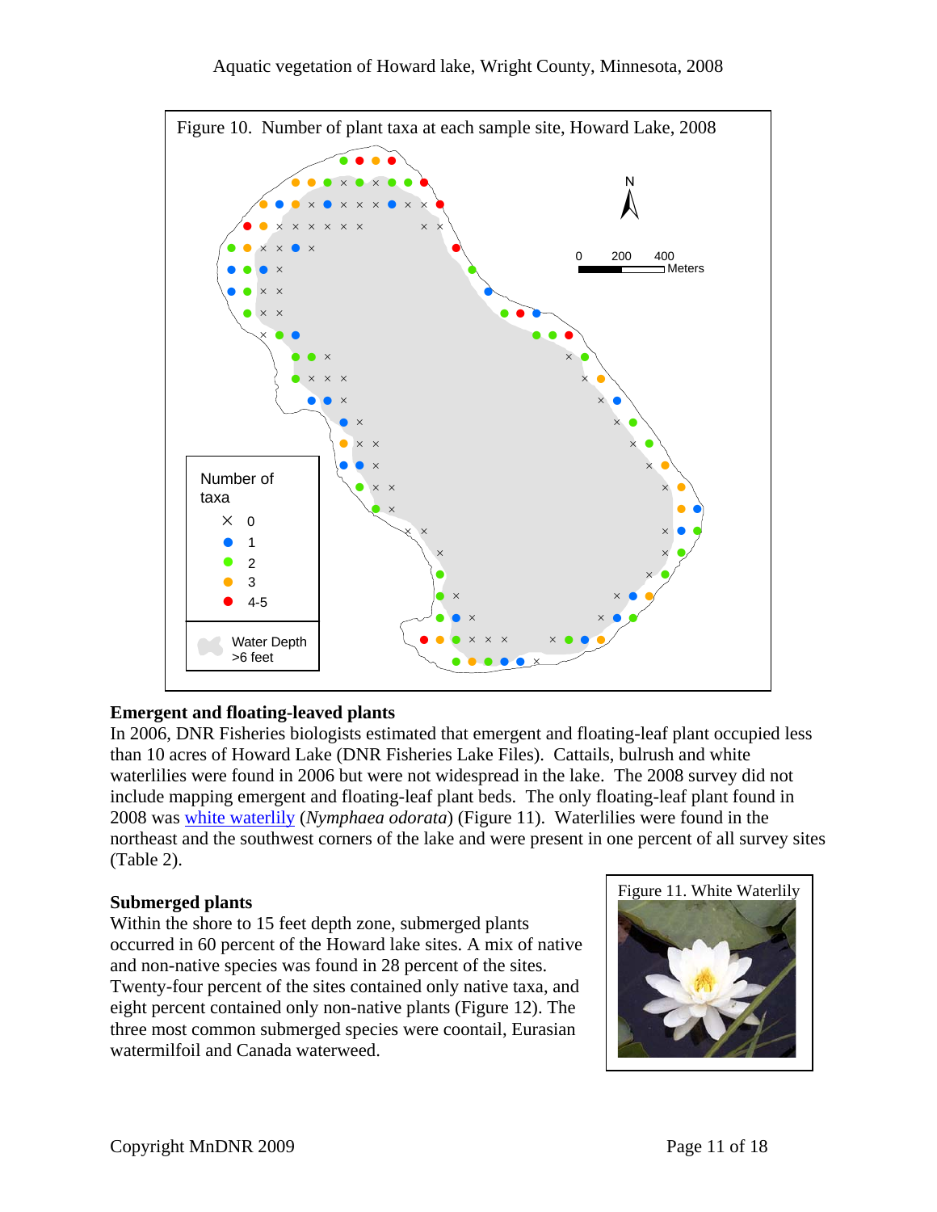Figure 10. Number of plant taxa at each sample site, Howard Lake, 2008

Number of taxa

- × 0
- 1
- 2
- 3
- 4-5

Water Depth >6 feet

## Emergent and floating-leaved plants

In 2006, DNR Fisheries biologists estimated that emergent and floating-leaf plant occupied less than 10 acres of Howard Lake (DNR Fisheries Lake Files). Cattails, bulrush and white waterlilies were found in 2006 but were not widespread in the lake. The 2008 survey did not include mapping emergent and floating-leaf plant beds. The only floating-leaf plant found in 2008 was white waterlily (*Nymphaea odorata*) (Figure 11). Waterlilies were found in the northeast and the southwest corners of the lake and were present in one percent of all survey sites (Table 2).

## Submerged plants

Within the shore to 15 feet depth zone, submerged plants occurred in 60 percent of the Howard lake sites. A mix of native and non-native species was found in 28 percent of the sites. Twenty-four percent of the sites contained only native taxa, and eight percent contained only non-native plants (Figure 12). The three most common submerged species were coontail, Eurasian watermilfoil and Canada waterweed.

Figure 11. White Waterlily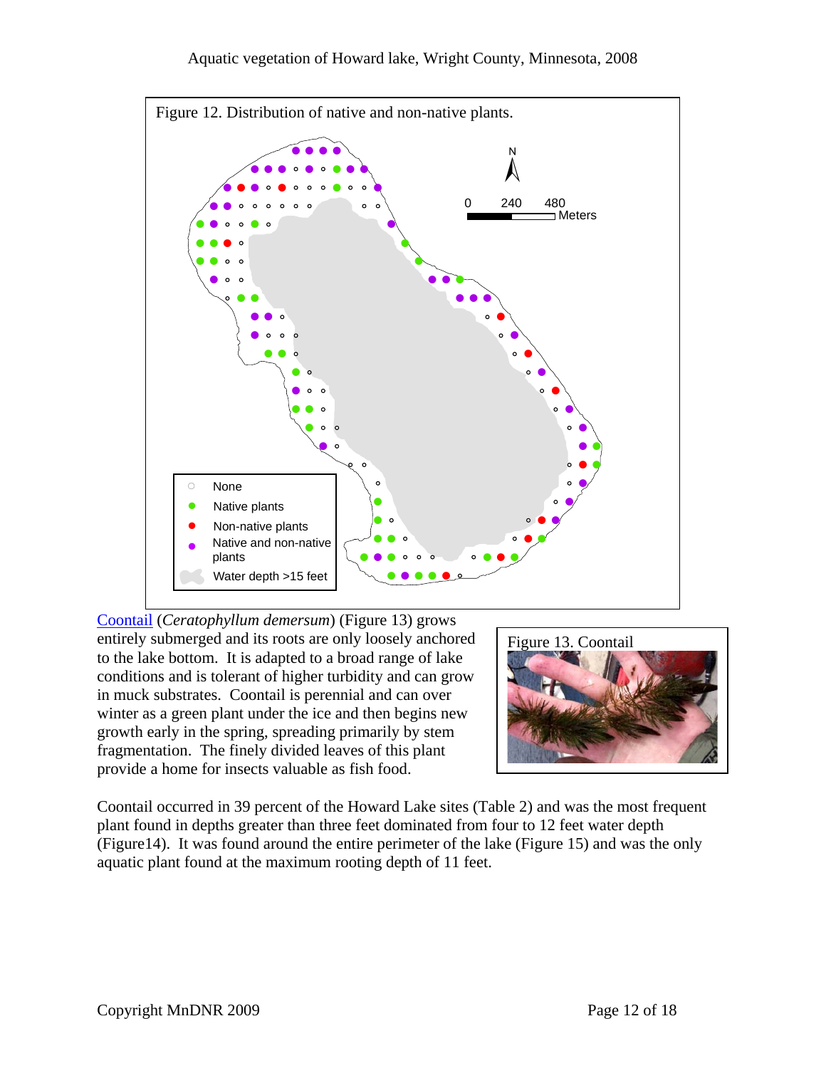Figure 12. Distribution of native and non-native plants.

None
Native plants
Non-native plants
Native and non-native plants
Water depth >15 feet

0 240 480 Meters

Coontail (*Ceratophyllum demersum*) (Figure 13) grows entirely submerged and its roots are only loosely anchored to the lake bottom. It is adapted to a broad range of lake conditions and is tolerant of higher turbidity and can grow in muck substrates. Coontail is perennial and can over winter as a green plant under the ice and then begins new growth early in the spring, spreading primarily by stem fragmentation. The finely divided leaves of this plant provide a home for insects valuable as fish food.

Figure 13. Coontail

Coontail occurred in 39 percent of the Howard Lake sites (Table 2) and was the most frequent plant found in depths greater than three feet dominated from four to 12 feet water depth (Figure14). It was found around the entire perimeter of the lake (Figure 15) and was the only aquatic plant found at the maximum rooting depth of 11 feet.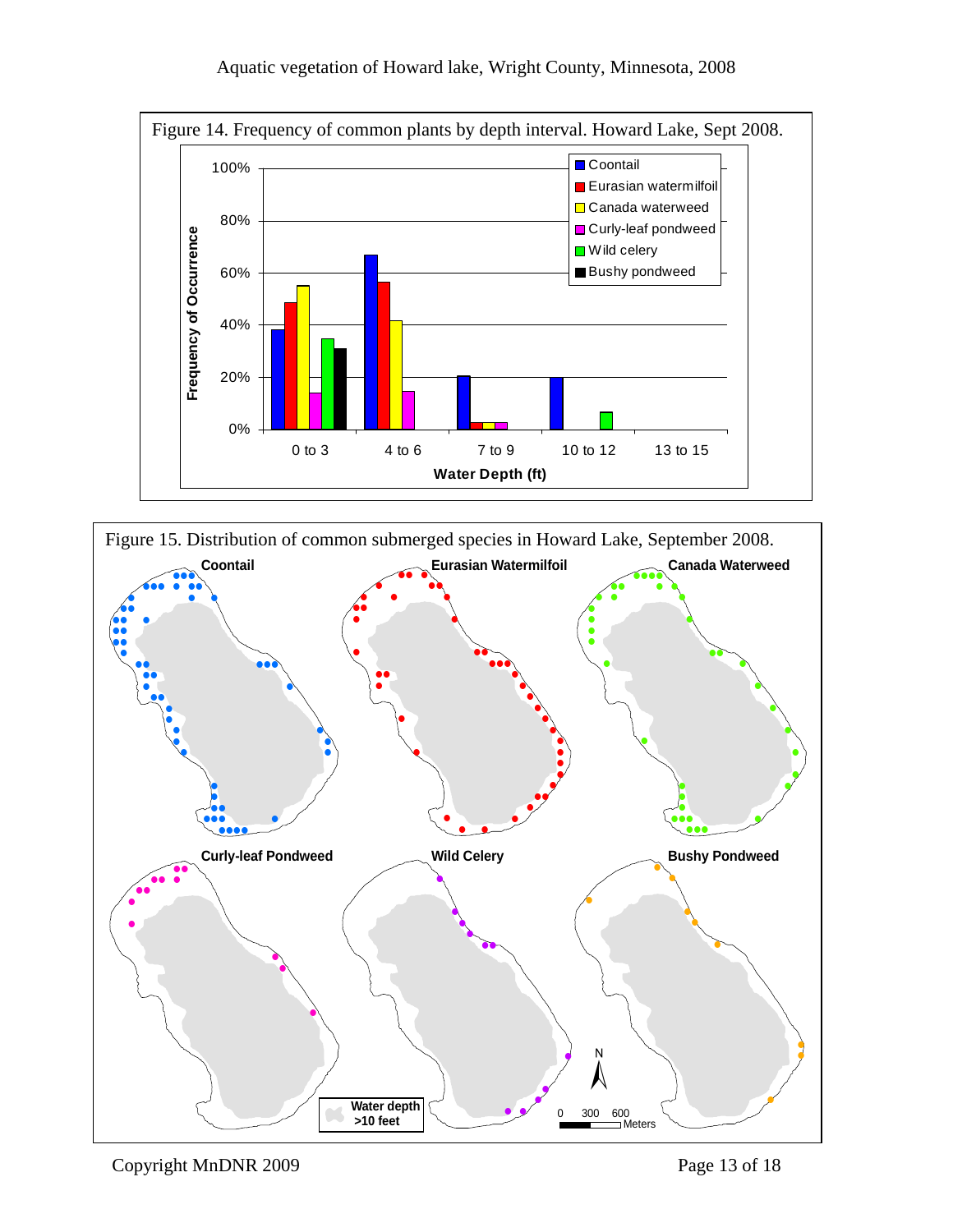Figure 14. Frequency of common plants by depth interval. Howard Lake, Sept 2008.

Figure 15. Distribution of common submerged species in Howard Lake, September 2008.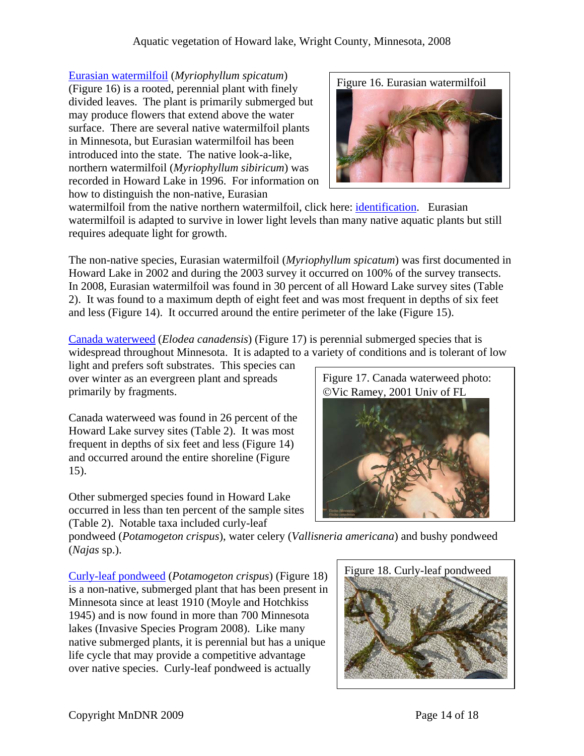Eurasian watermilfoil (*Myriophyllum spicatum*) (Figure 16) is a rooted, perennial plant with finely divided leaves. The plant is primarily submerged but may produce flowers that extend above the water surface. There are several native watermilfoil plants in Minnesota, but Eurasian watermilfoil has been introduced into the state. The native look-a-like, northern watermilfoil (*Myriophyllum sibiricum*) was recorded in Howard Lake in 1996. For information on how to distinguish the non-native, Eurasian watermilfoil from the native northern watermilfoil, click here: identification. Eurasian watermilfoil is adapted to survive in lower light levels than many native aquatic plants but still requires adequate light for growth.

Figure 16. Eurasian watermilfoil

The non-native species, Eurasian watermilfoil (*Myriophyllum spicatum*) was first documented in Howard Lake in 2002 and during the 2003 survey it occurred on 100% of the survey transects. In 2008, Eurasian watermilfoil was found in 30 percent of all Howard Lake survey sites (Table 2). It was found to a maximum depth of eight feet and was most frequent in depths of six feet and less (Figure 14). It occurred around the entire perimeter of the lake (Figure 15).

Canada waterweed (*Elodea canadensis*) (Figure 17) is perennial submerged species that is widespread throughout Minnesota. It is adapted to a variety of conditions and is tolerant of low light and prefers soft substrates. This species can over winter as an evergreen plant and spreads primarily by fragments.

Figure 17. Canada waterweed photo: ©Vic Ramey, 2001 Univ of FL

Canada waterweed was found in 26 percent of the Howard Lake survey sites (Table 2). It was most frequent in depths of six feet and less (Figure 14) and occurred around the entire shoreline (Figure 15).

Other submerged species found in Howard Lake occurred in less than ten percent of the sample sites (Table 2). Notable taxa included curly-leaf pondweed (*Potamogeton crispus*), water celery (*Vallisneria americana*) and bushy pondweed (*Najas* sp.).

Curly-leaf pondweed (*Potamogeton crispus*) (Figure 18) is a non-native, submerged plant that has been present in Minnesota since at least 1910 (Moyle and Hotchkiss 1945) and is now found in more than 700 Minnesota lakes (Invasive Species Program 2008). Like many native submerged plants, it is perennial but has a unique life cycle that may provide a competitive advantage over native species. Curly-leaf pondweed is actually

Figure 18. Curly-leaf pondweed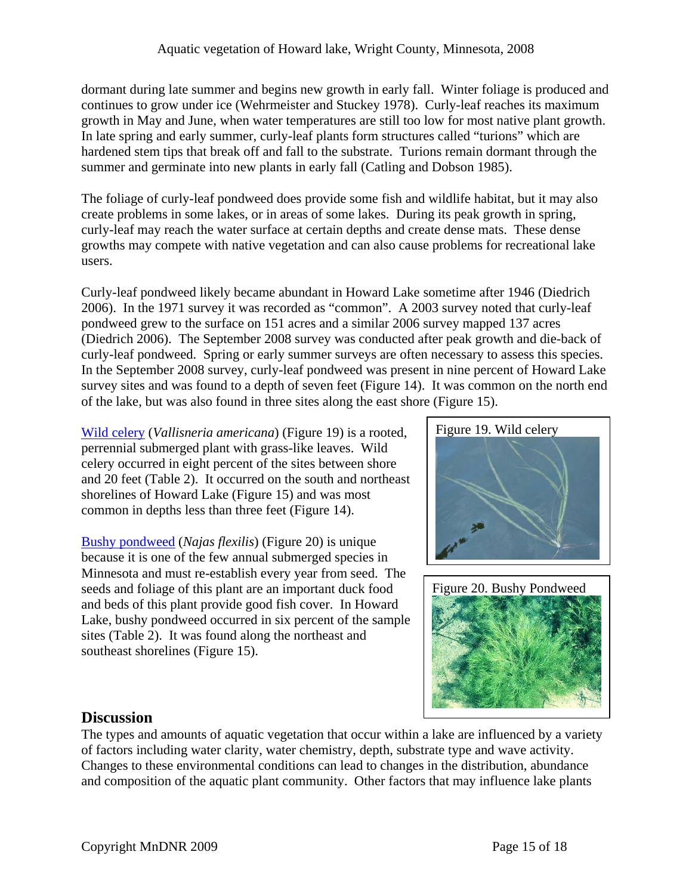dormant during late summer and begins new growth in early fall. Winter foliage is produced and continues to grow under ice (Wehrmeister and Stuckey 1978). Curly-leaf reaches its maximum growth in May and June, when water temperatures are still too low for most native plant growth. In late spring and early summer, curly-leaf plants form structures called "turions" which are hardened stem tips that break off and fall to the substrate. Turions remain dormant through the summer and germinate into new plants in early fall (Catling and Dobson 1985).

The foliage of curly-leaf pondweed does provide some fish and wildlife habitat, but it may also create problems in some lakes, or in areas of some lakes. During its peak growth in spring, curly-leaf may reach the water surface at certain depths and create dense mats. These dense growths may compete with native vegetation and can also cause problems for recreational lake users.

Curly-leaf pondweed likely became abundant in Howard Lake sometime after 1946 (Diedrich 2006). In the 1971 survey it was recorded as "common". A 2003 survey noted that curly-leaf pondweed grew to the surface on 151 acres and a similar 2006 survey mapped 137 acres (Diedrich 2006). The September 2008 survey was conducted after peak growth and die-back of curly-leaf pondweed. Spring or early summer surveys are often necessary to assess this species. In the September 2008 survey, curly-leaf pondweed was present in nine percent of Howard Lake survey sites and was found to a depth of seven feet (Figure 14). It was common on the north end of the lake, but was also found in three sites along the east shore (Figure 15).

Wild celery (*Vallisneria americana*) (Figure 19) is a rooted, perennial submerged plant with grass-like leaves. Wild celery occurred in eight percent of the sites between shore and 20 feet (Table 2). It occurred on the south and northeast shorelines of Howard Lake (Figure 15) and was most common in depths less than three feet (Figure 14).

Figure 19. Wild celery

Bushy pondweed (*Najas flexilis*) (Figure 20) is unique because it is one of the few annual submerged species in Minnesota and must re-establish every year from seed. The seeds and foliage of this plant are an important duck food and beds of this plant provide good fish cover. In Howard Lake, bushy pondweed occurred in six percent of the sample sites (Table 2). It was found along the northeast and southeast shorelines (Figure 15).

Figure 20. Bushy Pondweed

## Discussion

The types and amounts of aquatic vegetation that occur within a lake are influenced by a variety of factors including water clarity, water chemistry, depth, substrate type and wave activity. Changes to these environmental conditions can lead to changes in the distribution, abundance and composition of the aquatic plant community. Other factors that may influence lake plants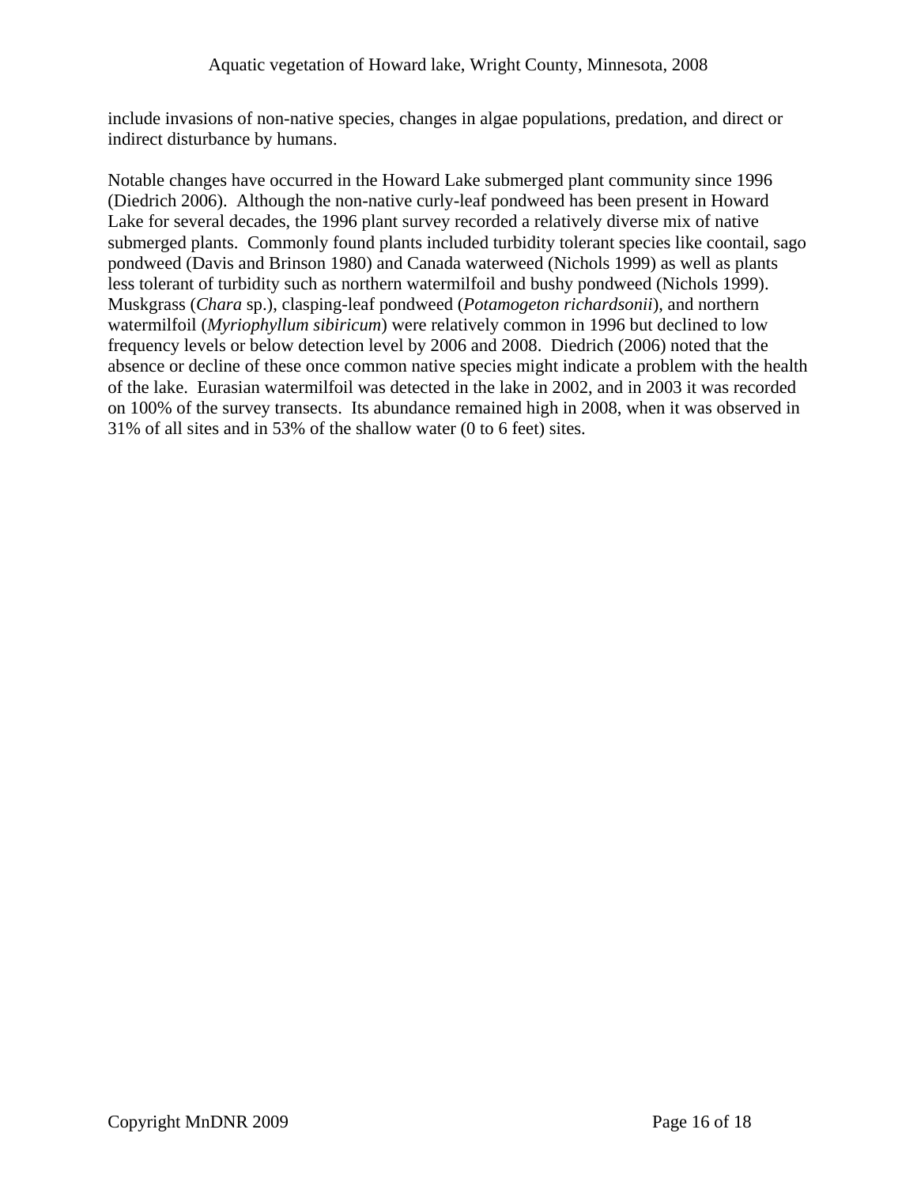include invasions of non-native species, changes in algae populations, predation, and direct or indirect disturbance by humans.

Notable changes have occurred in the Howard Lake submerged plant community since 1996 (Diedrich 2006). Although the non-native curly-leaf pondweed has been present in Howard Lake for several decades, the 1996 plant survey recorded a relatively diverse mix of native submerged plants. Commonly found plants included turbidity tolerant species like coontail, sago pondweed (Davis and Brinson 1980) and Canada waterweed (Nichols 1999) as well as plants less tolerant of turbidity such as northern watermilfoil and bushy pondweed (Nichols 1999). Muskgrass (*Chara* sp.), clasping-leaf pondweed (*Potamogeton richardsonii*), and northern watermilfoil (*Myriophyllum sibiricum*) were relatively common in 1996 but declined to low frequency levels or below detection level by 2006 and 2008. Diedrich (2006) noted that the absence or decline of these once common native species might indicate a problem with the health of the lake. Eurasian watermilfoil was detected in the lake in 2002, and in 2003 it was recorded on 100% of the survey transects. Its abundance remained high in 2008, when it was observed in 31% of all sites and in 53% of the shallow water (0 to 6 feet) sites.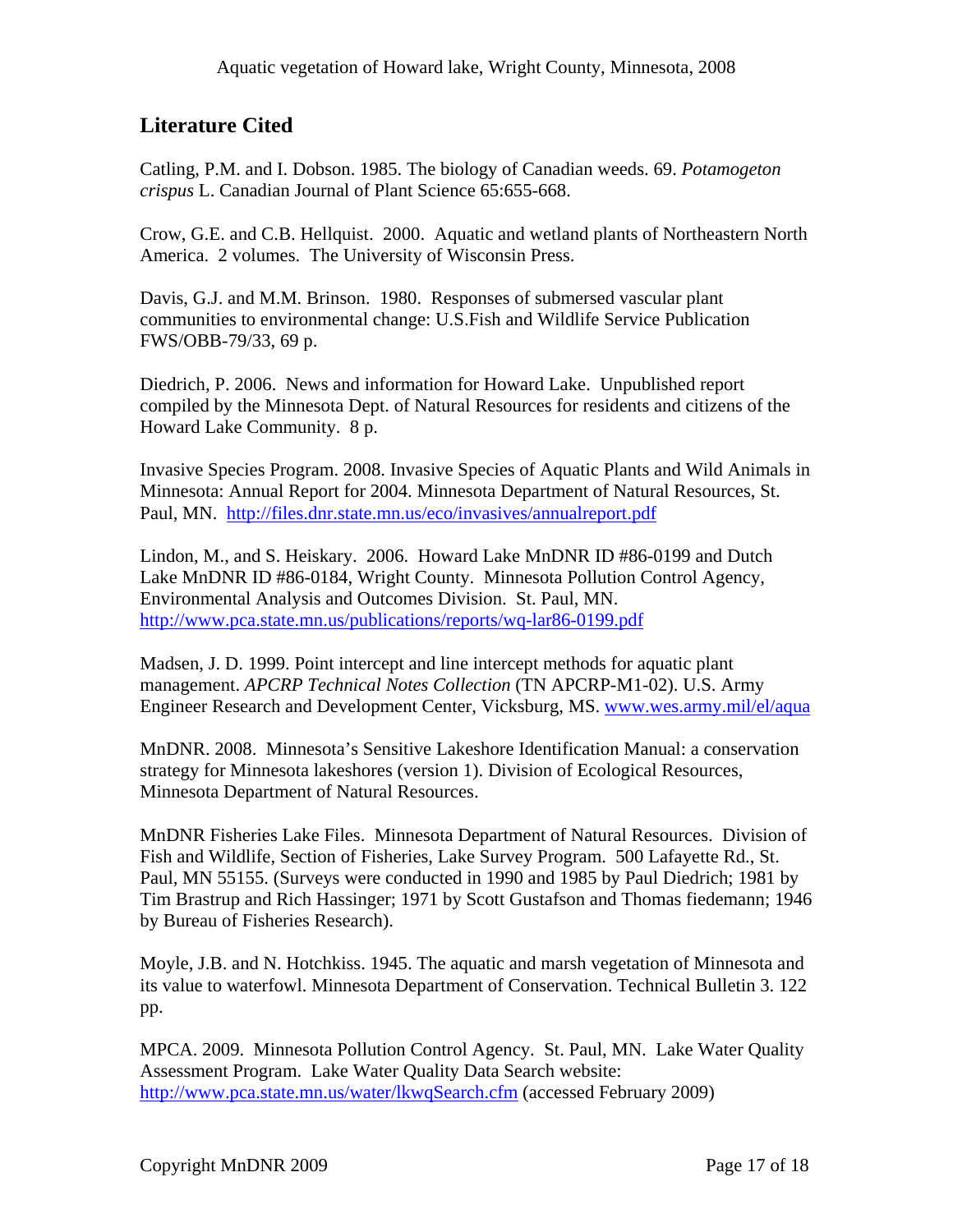## Literature Cited

Catling, P.M. and I. Dobson. 1985. The biology of Canadian weeds. 69. *Potamogeton crispus* L. Canadian Journal of Plant Science 65:655-668.

Crow, G.E. and C.B. Hellquist. 2000. Aquatic and wetland plants of Northeastern North America. 2 volumes. The University of Wisconsin Press.

Davis, G.J. and M.M. Brinson. 1980. Responses of submersed vascular plant communities to environmental change: U.S.Fish and Wildlife Service Publication FWS/OBB-79/33, 69 p.

Diedrich, P. 2006. News and information for Howard Lake. Unpublished report compiled by the Minnesota Dept. of Natural Resources for residents and citizens of the Howard Lake Community. 8 p.

Invasive Species Program. 2008. Invasive Species of Aquatic Plants and Wild Animals in Minnesota: Annual Report for 2004. Minnesota Department of Natural Resources, St. Paul, MN. http://files.dnr.state.mn.us/eco/invasives/annualreport.pdf

Lindon, M., and S. Heiskary. 2006. Howard Lake MnDNR ID #86-0199 and Dutch Lake MnDNR ID #86-0184, Wright County. Minnesota Pollution Control Agency, Environmental Analysis and Outcomes Division. St. Paul, MN. http://www.pca.state.mn.us/publications/reports/wq-lar86-0199.pdf

Madsen, J. D. 1999. Point intercept and line intercept methods for aquatic plant management. *APCRP Technical Notes Collection* (TN APCRP-M1-02). U.S. Army Engineer Research and Development Center, Vicksburg, MS. www.wes.army.mil/el/aqua

MnDNR. 2008. Minnesota's Sensitive Lakeshore Identification Manual: a conservation strategy for Minnesota lakeshores (version 1). Division of Ecological Resources, Minnesota Department of Natural Resources.

MnDNR Fisheries Lake Files. Minnesota Department of Natural Resources. Division of Fish and Wildlife, Section of Fisheries, Lake Survey Program. 500 Lafayette Rd., St. Paul, MN 55155. (Surveys were conducted in 1990 and 1985 by Paul Diedrich; 1981 by Tim Brastrup and Rich Hassinger; 1971 by Scott Gustafson and Thomas fiedemann; 1946 by Bureau of Fisheries Research).

Moyle, J.B. and N. Hotchkiss. 1945. The aquatic and marsh vegetation of Minnesota and its value to waterfowl. Minnesota Department of Conservation. Technical Bulletin 3. 122 pp.

MPCA. 2009. Minnesota Pollution Control Agency. St. Paul, MN. Lake Water Quality Assessment Program. Lake Water Quality Data Search website: http://www.pca.state.mn.us/water/lkwqSearch.cfm (accessed February 2009)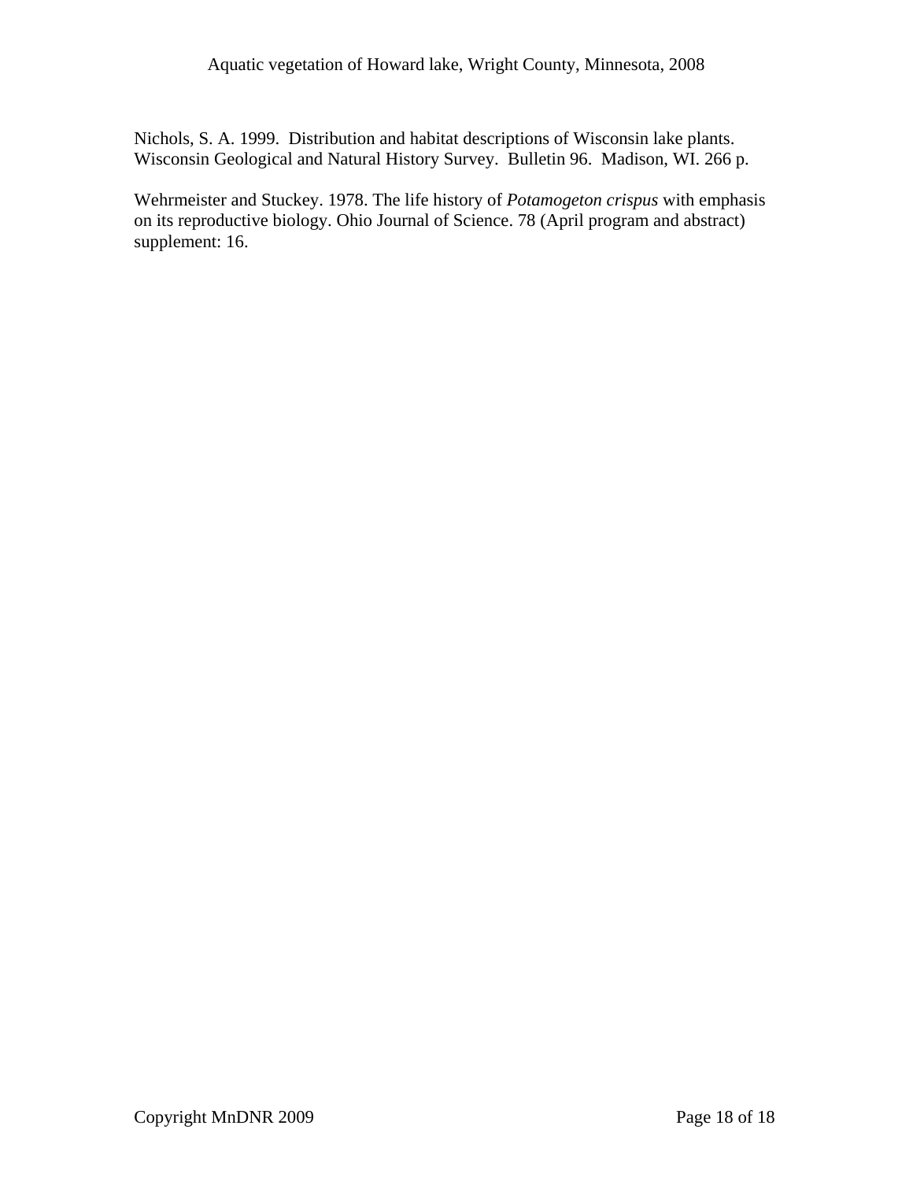Nichols, S. A. 1999. Distribution and habitat descriptions of Wisconsin lake plants. Wisconsin Geological and Natural History Survey. Bulletin 96. Madison, WI. 266 p.

Wehrmeister and Stuckey. 1978. The life history of *Potamogeton crispus* with emphasis on its reproductive biology. Ohio Journal of Science. 78 (April program and abstract) supplement: 16.